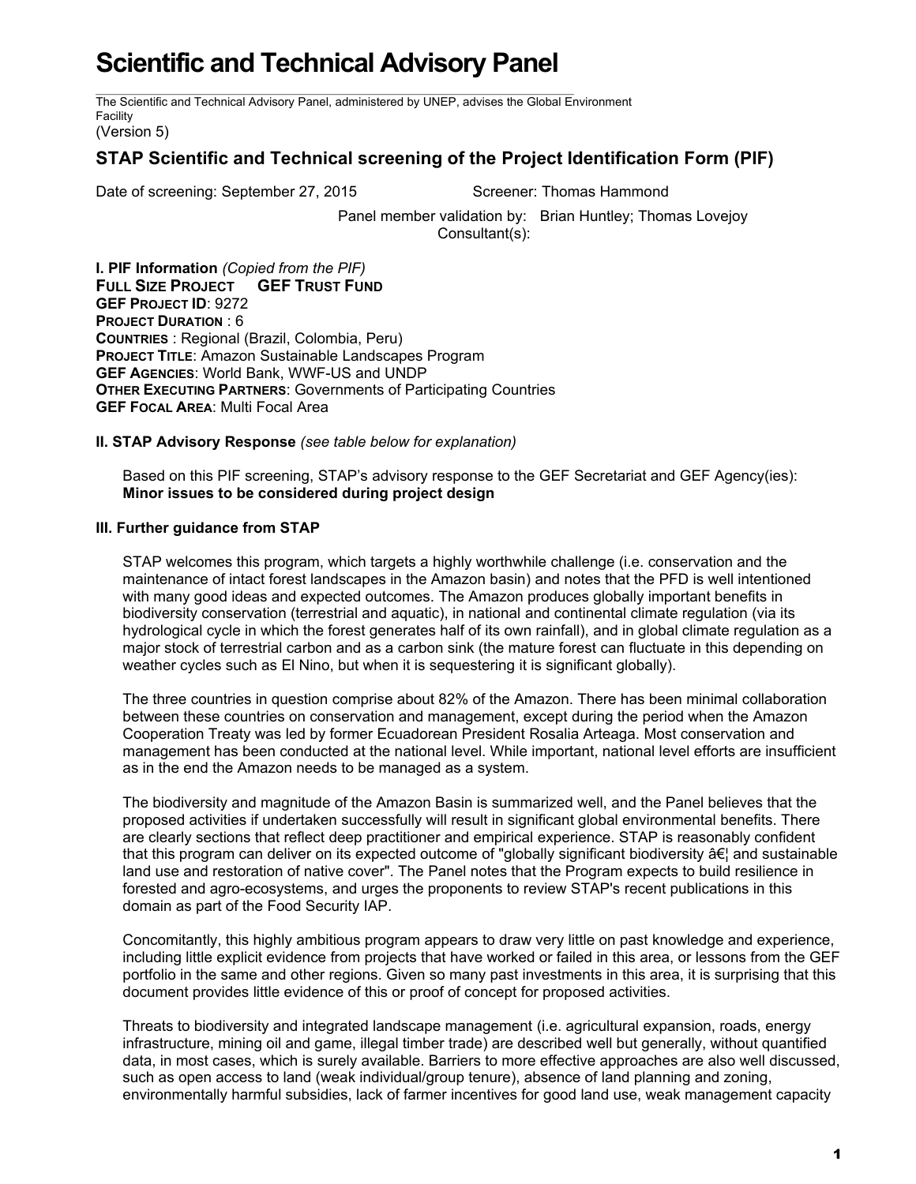# Scientific and Technical Advisory Panel

The Scientific and Technical Advisory Panel, administered by UNEP, advises the Global Environment Facility
(Version 5)

## STAP Scientific and Technical screening of the Project Identification Form (PIF)

Date of screening: September 27, 2015 Screener: Thomas Hammond

Panel member validation by: Brian Huntley; Thomas Lovejoy
Consultant(s):

**I. PIF Information** *(Copied from the PIF)*
**FULL SIZE PROJECT GEF TRUST FUND**
**GEF PROJECT ID**: 9272
**PROJECT DURATION** : 6
**COUNTRIES** : Regional (Brazil, Colombia, Peru)
**PROJECT TITLE**: Amazon Sustainable Landscapes Program
**GEF AGENCIES**: World Bank, WWF-US and UNDP
**OTHER EXECUTING PARTNERS**: Governments of Participating Countries
**GEF FOCAL AREA**: Multi Focal Area

**II. STAP Advisory Response** *(see table below for explanation)*

Based on this PIF screening, STAP's advisory response to the GEF Secretariat and GEF Agency(ies):
**Minor issues to be considered during project design**

**III. Further guidance from STAP**

STAP welcomes this program, which targets a highly worthwhile challenge (i.e. conservation and the maintenance of intact forest landscapes in the Amazon basin) and notes that the PFD is well intentioned with many good ideas and expected outcomes. The Amazon produces globally important benefits in biodiversity conservation (terrestrial and aquatic), in national and continental climate regulation (via its hydrological cycle in which the forest generates half of its own rainfall), and in global climate regulation as a major stock of terrestrial carbon and as a carbon sink (the mature forest can fluctuate in this depending on weather cycles such as El Nino, but when it is sequestering it is significant globally).

The three countries in question comprise about 82% of the Amazon. There has been minimal collaboration between these countries on conservation and management, except during the period when the Amazon Cooperation Treaty was led by former Ecuadorean President Rosalia Arteaga. Most conservation and management has been conducted at the national level. While important, national level efforts are insufficient as in the end the Amazon needs to be managed as a system.

The biodiversity and magnitude of the Amazon Basin is summarized well, and the Panel believes that the proposed activities if undertaken successfully will result in significant global environmental benefits. There are clearly sections that reflect deep practitioner and empirical experience. STAP is reasonably confident that this program can deliver on its expected outcome of "globally significant biodiversity â€¦ and sustainable land use and restoration of native cover". The Panel notes that the Program expects to build resilience in forested and agro-ecosystems, and urges the proponents to review STAP's recent publications in this domain as part of the Food Security IAP.

Concomitantly, this highly ambitious program appears to draw very little on past knowledge and experience, including little explicit evidence from projects that have worked or failed in this area, or lessons from the GEF portfolio in the same and other regions. Given so many past investments in this area, it is surprising that this document provides little evidence of this or proof of concept for proposed activities.

Threats to biodiversity and integrated landscape management (i.e. agricultural expansion, roads, energy infrastructure, mining oil and game, illegal timber trade) are described well but generally, without quantified data, in most cases, which is surely available. Barriers to more effective approaches are also well discussed, such as open access to land (weak individual/group tenure), absence of land planning and zoning, environmentally harmful subsidies, lack of farmer incentives for good land use, weak management capacity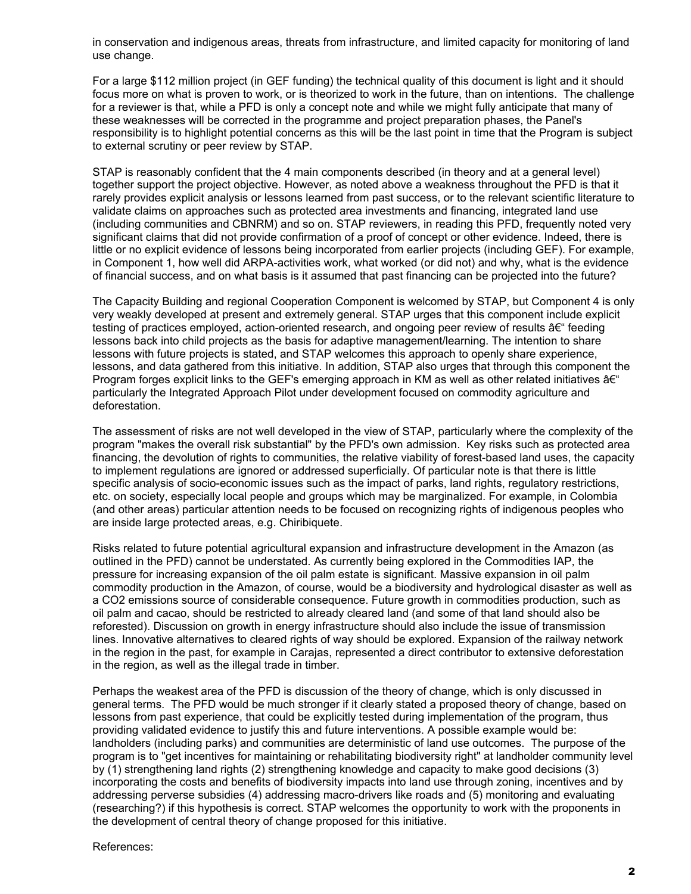in conservation and indigenous areas, threats from infrastructure, and limited capacity for monitoring of land use change.

For a large $112 million project (in GEF funding) the technical quality of this document is light and it should focus more on what is proven to work, or is theorized to work in the future, than on intentions. The challenge for a reviewer is that, while a PFD is only a concept note and while we might fully anticipate that many of these weaknesses will be corrected in the programme and project preparation phases, the Panel's responsibility is to highlight potential concerns as this will be the last point in time that the Program is subject to external scrutiny or peer review by STAP.

STAP is reasonably confident that the 4 main components described (in theory and at a general level) together support the project objective. However, as noted above a weakness throughout the PFD is that it rarely provides explicit analysis or lessons learned from past success, or to the relevant scientific literature to validate claims on approaches such as protected area investments and financing, integrated land use (including communities and CBNRM) and so on. STAP reviewers, in reading this PFD, frequently noted very significant claims that did not provide confirmation of a proof of concept or other evidence. Indeed, there is little or no explicit evidence of lessons being incorporated from earlier projects (including GEF). For example, in Component 1, how well did ARPA-activities work, what worked (or did not) and why, what is the evidence of financial success, and on what basis is it assumed that past financing can be projected into the future?

The Capacity Building and regional Cooperation Component is welcomed by STAP, but Component 4 is only very weakly developed at present and extremely general. STAP urges that this component include explicit testing of practices employed, action-oriented research, and ongoing peer review of results â€“ feeding lessons back into child projects as the basis for adaptive management/learning. The intention to share lessons with future projects is stated, and STAP welcomes this approach to openly share experience, lessons, and data gathered from this initiative. In addition, STAP also urges that through this component the Program forges explicit links to the GEF's emerging approach in KM as well as other related initiatives â€“ particularly the Integrated Approach Pilot under development focused on commodity agriculture and deforestation.

The assessment of risks are not well developed in the view of STAP, particularly where the complexity of the program "makes the overall risk substantial" by the PFD's own admission. Key risks such as protected area financing, the devolution of rights to communities, the relative viability of forest-based land uses, the capacity to implement regulations are ignored or addressed superficially. Of particular note is that there is little specific analysis of socio-economic issues such as the impact of parks, land rights, regulatory restrictions, etc. on society, especially local people and groups which may be marginalized. For example, in Colombia (and other areas) particular attention needs to be focused on recognizing rights of indigenous peoples who are inside large protected areas, e.g. Chiribiquete.

Risks related to future potential agricultural expansion and infrastructure development in the Amazon (as outlined in the PFD) cannot be understated. As currently being explored in the Commodities IAP, the pressure for increasing expansion of the oil palm estate is significant. Massive expansion in oil palm commodity production in the Amazon, of course, would be a biodiversity and hydrological disaster as well as a $CO_2$ emissions source of considerable consequence. Future growth in commodities production, such as oil palm and cacao, should be restricted to already cleared land (and some of that land should also be reforested). Discussion on growth in energy infrastructure should also include the issue of transmission lines. Innovative alternatives to cleared rights of way should be explored. Expansion of the railway network in the region in the past, for example in Carajas, represented a direct contributor to extensive deforestation in the region, as well as the illegal trade in timber.

Perhaps the weakest area of the PFD is discussion of the theory of change, which is only discussed in general terms. The PFD would be much stronger if it clearly stated a proposed theory of change, based on lessons from past experience, that could be explicitly tested during implementation of the program, thus providing validated evidence to justify this and future interventions. A possible example would be: landholders (including parks) and communities are deterministic of land use outcomes. The purpose of the program is to "get incentives for maintaining or rehabilitating biodiversity right" at landholder community level by (1) strengthening land rights (2) strengthening knowledge and capacity to make good decisions (3) incorporating the costs and benefits of biodiversity impacts into land use through zoning, incentives and by addressing perverse subsidies (4) addressing macro-drivers like roads and (5) monitoring and evaluating (researching?) if this hypothesis is correct. STAP welcomes the opportunity to work with the proponents in the development of central theory of change proposed for this initiative.

References: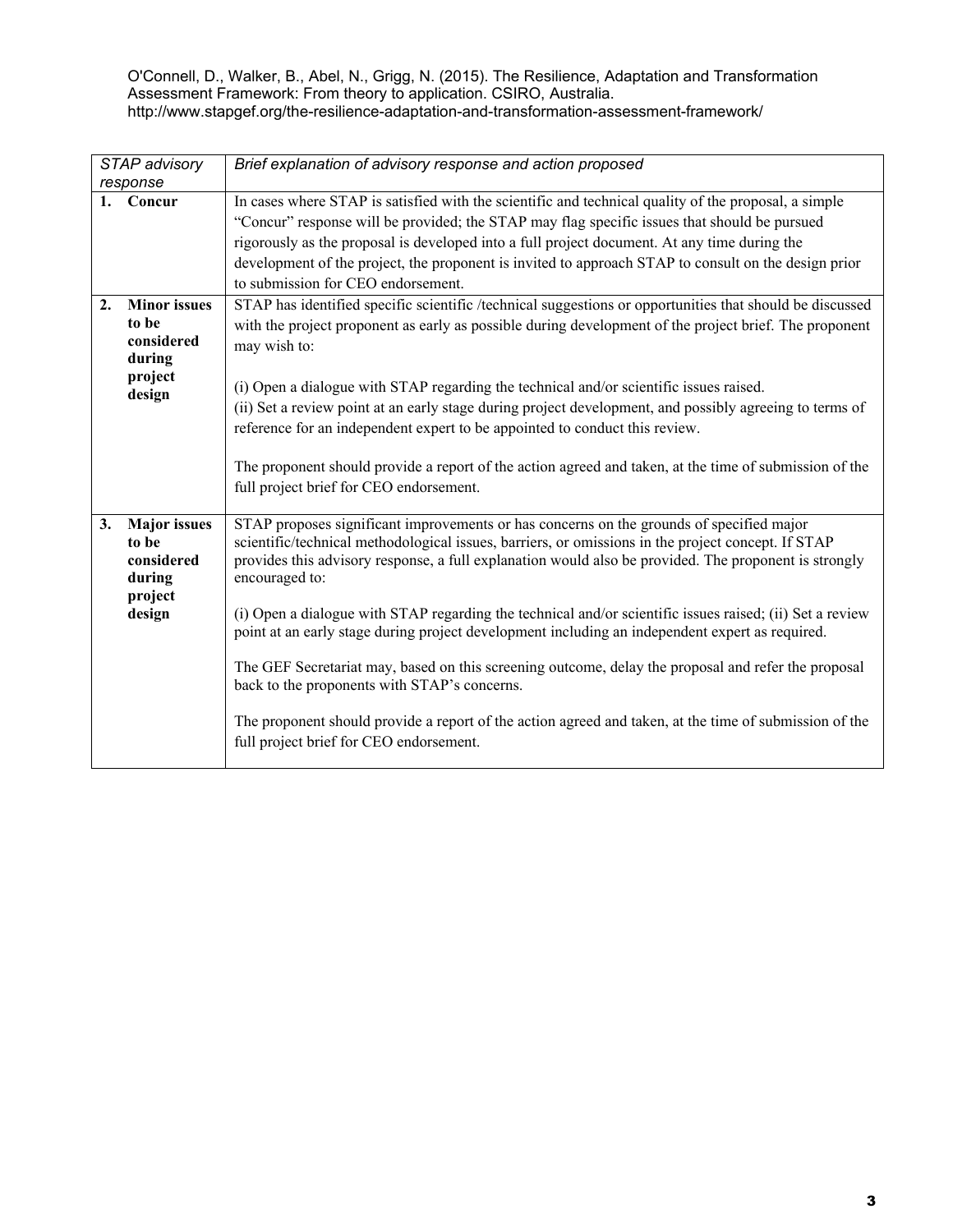O'Connell, D., Walker, B., Abel, N., Grigg, N. (2015). The Resilience, Adaptation and Transformation Assessment Framework: From theory to application. CSIRO, Australia. http://www.stapgef.org/the-resilience-adaptation-and-transformation-assessment-framework/

| *STAP advisory response* | *Brief explanation of advisory response and action proposed* |
|---|---|
| **1. Concur** | In cases where STAP is satisfied with the scientific and technical quality of the proposal, a simple "Concur" response will be provided; the STAP may flag specific issues that should be pursued rigorously as the proposal is developed into a full project document. At any time during the development of the project, the proponent is invited to approach STAP to consult on the design prior to submission for CEO endorsement. |
| **2. Minor issues to be considered during project design** | STAP has identified specific scientific /technical suggestions or opportunities that should be discussed with the project proponent as early as possible during development of the project brief. The proponent may wish to:<br><br>(i) Open a dialogue with STAP regarding the technical and/or scientific issues raised.<br>(ii) Set a review point at an early stage during project development, and possibly agreeing to terms of reference for an independent expert to be appointed to conduct this review.<br><br>The proponent should provide a report of the action agreed and taken, at the time of submission of the full project brief for CEO endorsement. |
| **3. Major issues to be considered during project design** | STAP proposes significant improvements or has concerns on the grounds of specified major scientific/technical methodological issues, barriers, or omissions in the project concept. If STAP provides this advisory response, a full explanation would also be provided. The proponent is strongly encouraged to:<br><br>(i) Open a dialogue with STAP regarding the technical and/or scientific issues raised; (ii) Set a review point at an early stage during project development including an independent expert as required.<br><br>The GEF Secretariat may, based on this screening outcome, delay the proposal and refer the proposal back to the proponents with STAP's concerns.<br><br>The proponent should provide a report of the action agreed and taken, at the time of submission of the full project brief for CEO endorsement. |